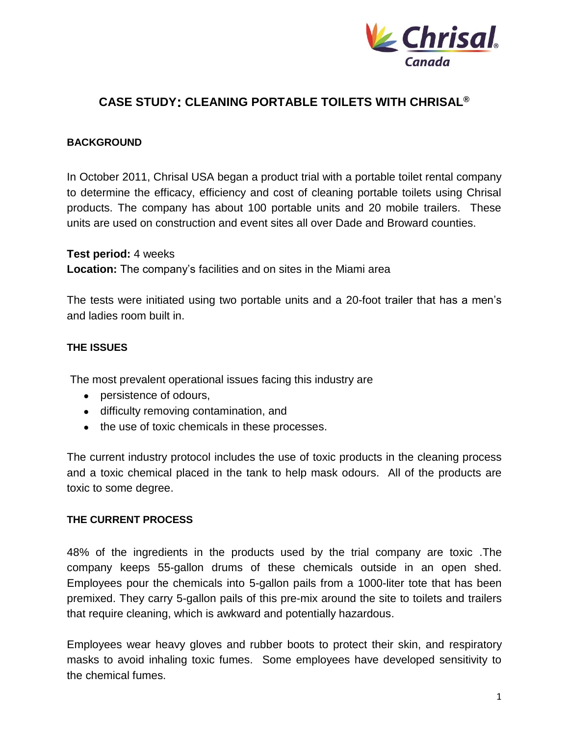# CASE STUDY: CLEANING PORTABLE TOILETS WITH CHRISAL®

## BACKGROUND

In October 2011, Chrisal USA began a product trial with a portable toilet rental company to determine the efficacy, efficiency and cost of cleaning portable toilets using Chrisal products. The company has about 100 portable units and 20 mobile trailers. These units are used on construction and event sites all over Dade and Broward counties.

**Test period:** 4 weeks
**Location:** The company's facilities and on sites in the Miami area

The tests were initiated using two portable units and a 20-foot trailer that has a men's and ladies room built in.

## THE ISSUES

The most prevalent operational issues facing this industry are

- persistence of odours,
- difficulty removing contamination, and
- the use of toxic chemicals in these processes.

The current industry protocol includes the use of toxic products in the cleaning process and a toxic chemical placed in the tank to help mask odours. All of the products are toxic to some degree.

## THE CURRENT PROCESS

48% of the ingredients in the products used by the trial company are toxic .The company keeps 55-gallon drums of these chemicals outside in an open shed. Employees pour the chemicals into 5-gallon pails from a 1000-liter tote that has been premixed. They carry 5-gallon pails of this pre-mix around the site to toilets and trailers that require cleaning, which is awkward and potentially hazardous.

Employees wear heavy gloves and rubber boots to protect their skin, and respiratory masks to avoid inhaling toxic fumes. Some employees have developed sensitivity to the chemical fumes.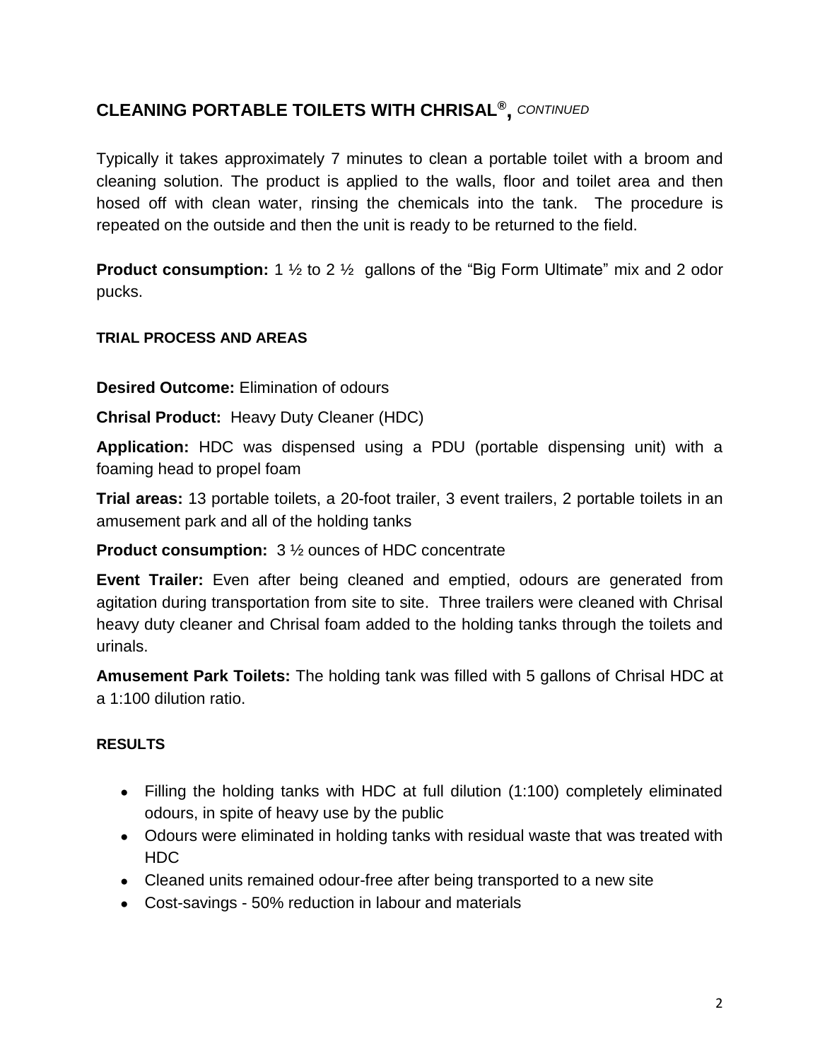## CLEANING PORTABLE TOILETS WITH CHRISAL®, *CONTINUED*

Typically it takes approximately 7 minutes to clean a portable toilet with a broom and cleaning solution. The product is applied to the walls, floor and toilet area and then hosed off with clean water, rinsing the chemicals into the tank. The procedure is repeated on the outside and then the unit is ready to be returned to the field.

**Product consumption:** 1 ½ to 2 ½ gallons of the "Big Form Ultimate" mix and 2 odor pucks.

### TRIAL PROCESS AND AREAS

**Desired Outcome:** Elimination of odours

**Chrisal Product:** Heavy Duty Cleaner (HDC)

**Application:** HDC was dispensed using a PDU (portable dispensing unit) with a foaming head to propel foam

**Trial areas:** 13 portable toilets, a 20-foot trailer, 3 event trailers, 2 portable toilets in an amusement park and all of the holding tanks

**Product consumption:** 3 ½ ounces of HDC concentrate

**Event Trailer:** Even after being cleaned and emptied, odours are generated from agitation during transportation from site to site. Three trailers were cleaned with Chrisal heavy duty cleaner and Chrisal foam added to the holding tanks through the toilets and urinals.

**Amusement Park Toilets:** The holding tank was filled with 5 gallons of Chrisal HDC at a 1:100 dilution ratio.

### RESULTS

- Filling the holding tanks with HDC at full dilution (1:100) completely eliminated odours, in spite of heavy use by the public
- Odours were eliminated in holding tanks with residual waste that was treated with HDC
- Cleaned units remained odour-free after being transported to a new site
- Cost-savings - 50% reduction in labour and materials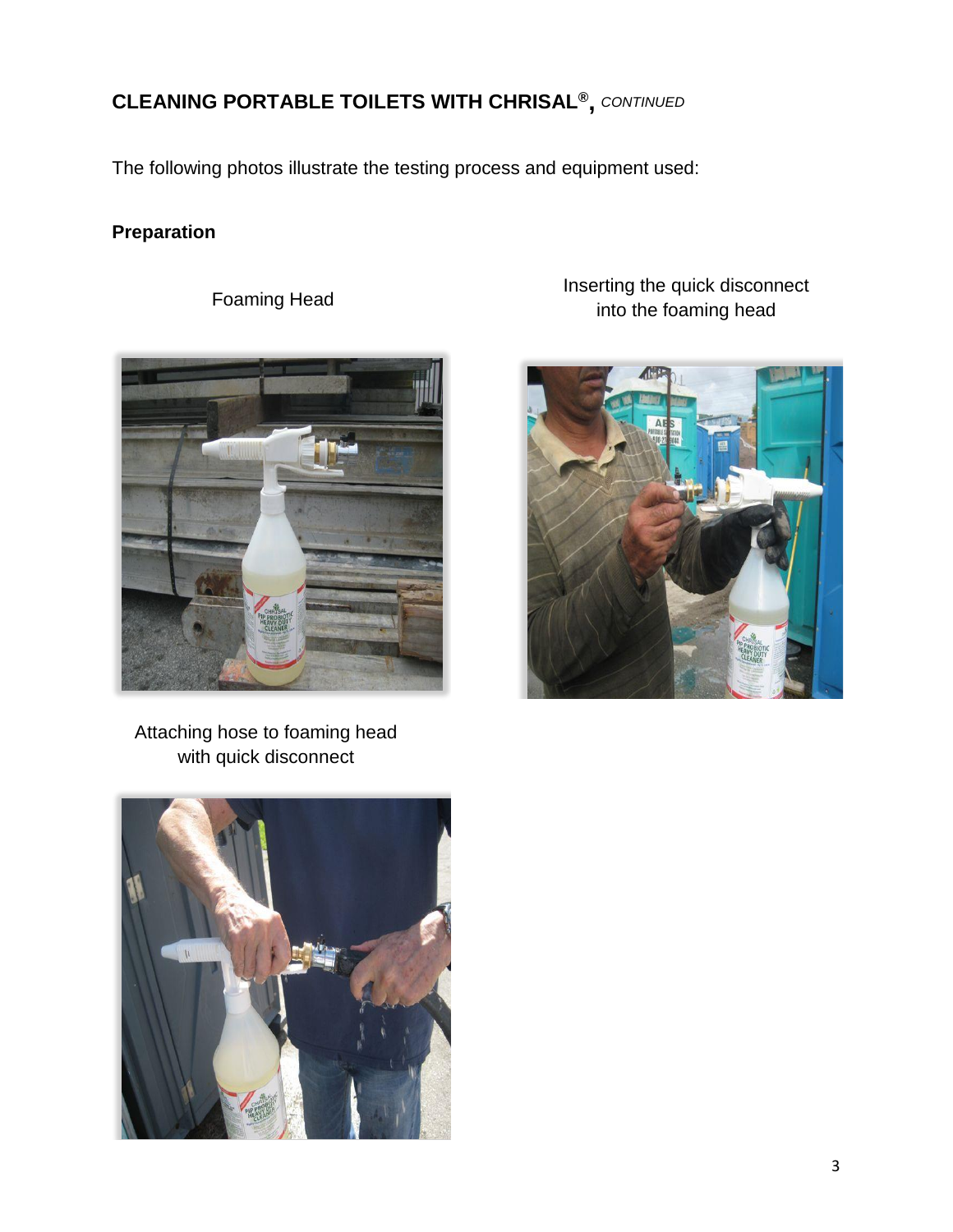## CLEANING PORTABLE TOILETS WITH CHRISAL®, *CONTINUED*

The following photos illustrate the testing process and equipment used:

**Preparation**

Foaming Head

Inserting the quick disconnect into the foaming head

Attaching hose to foaming head with quick disconnect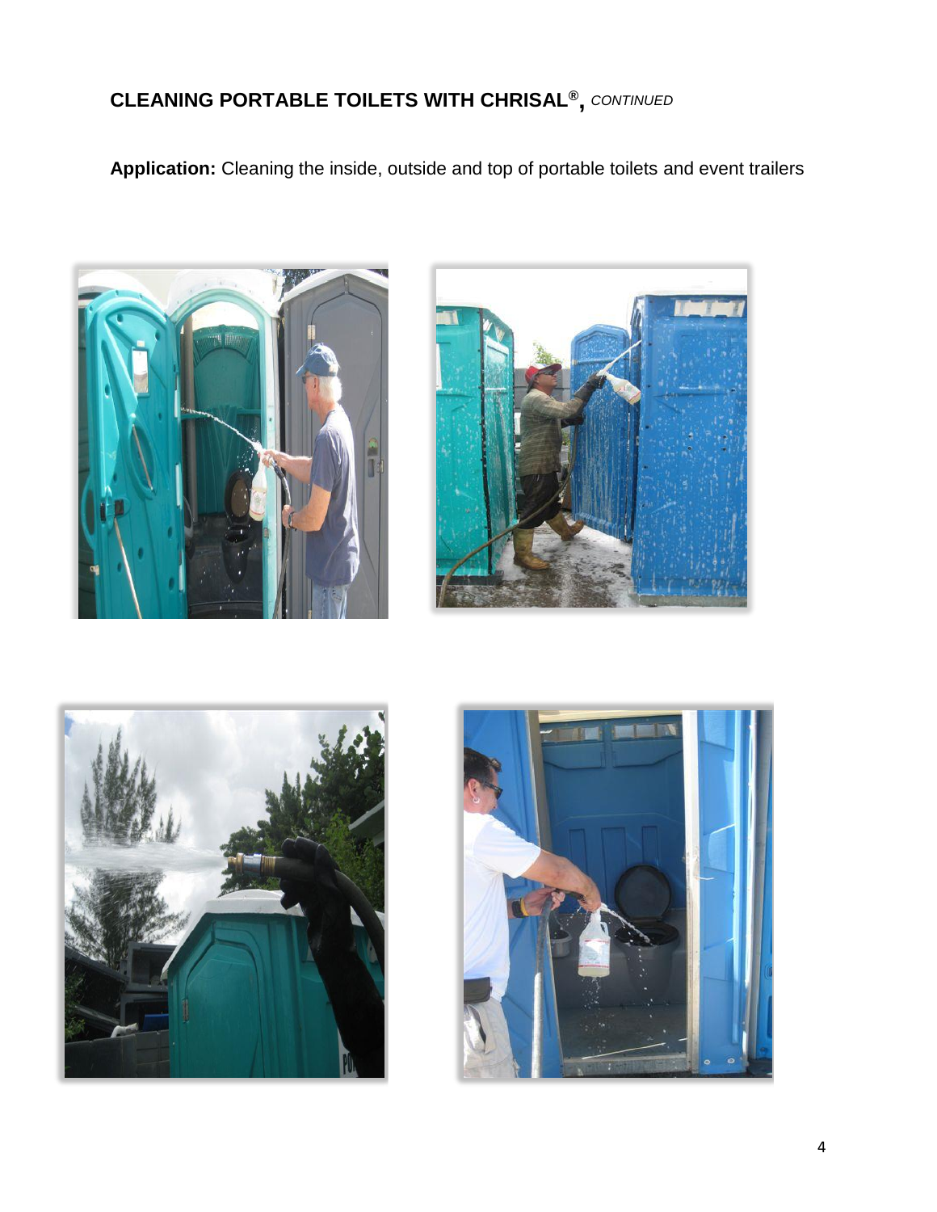## CLEANING PORTABLE TOILETS WITH CHRISAL®, *CONTINUED*

**Application:** Cleaning the inside, outside and top of portable toilets and event trailers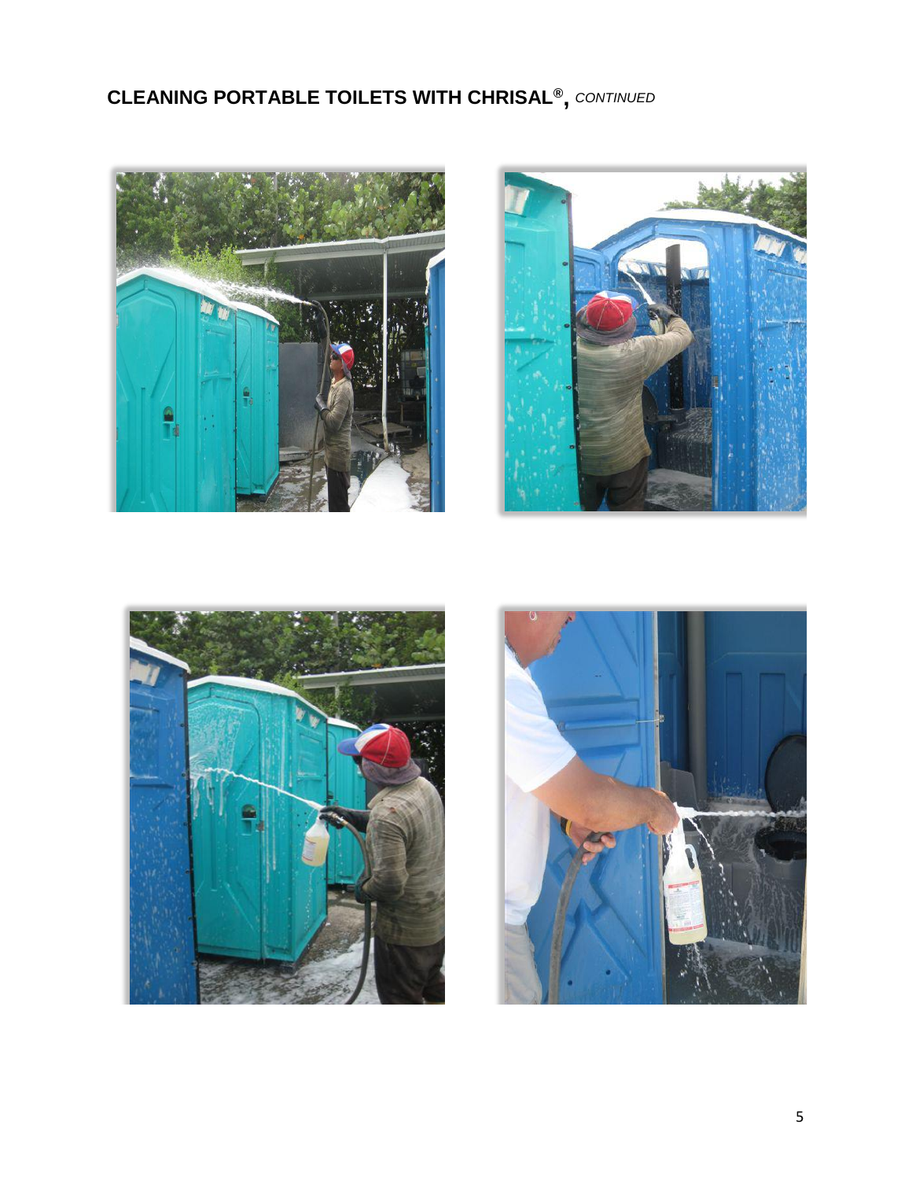## CLEANING PORTABLE TOILETS WITH CHRISAL®, *CONTINUED*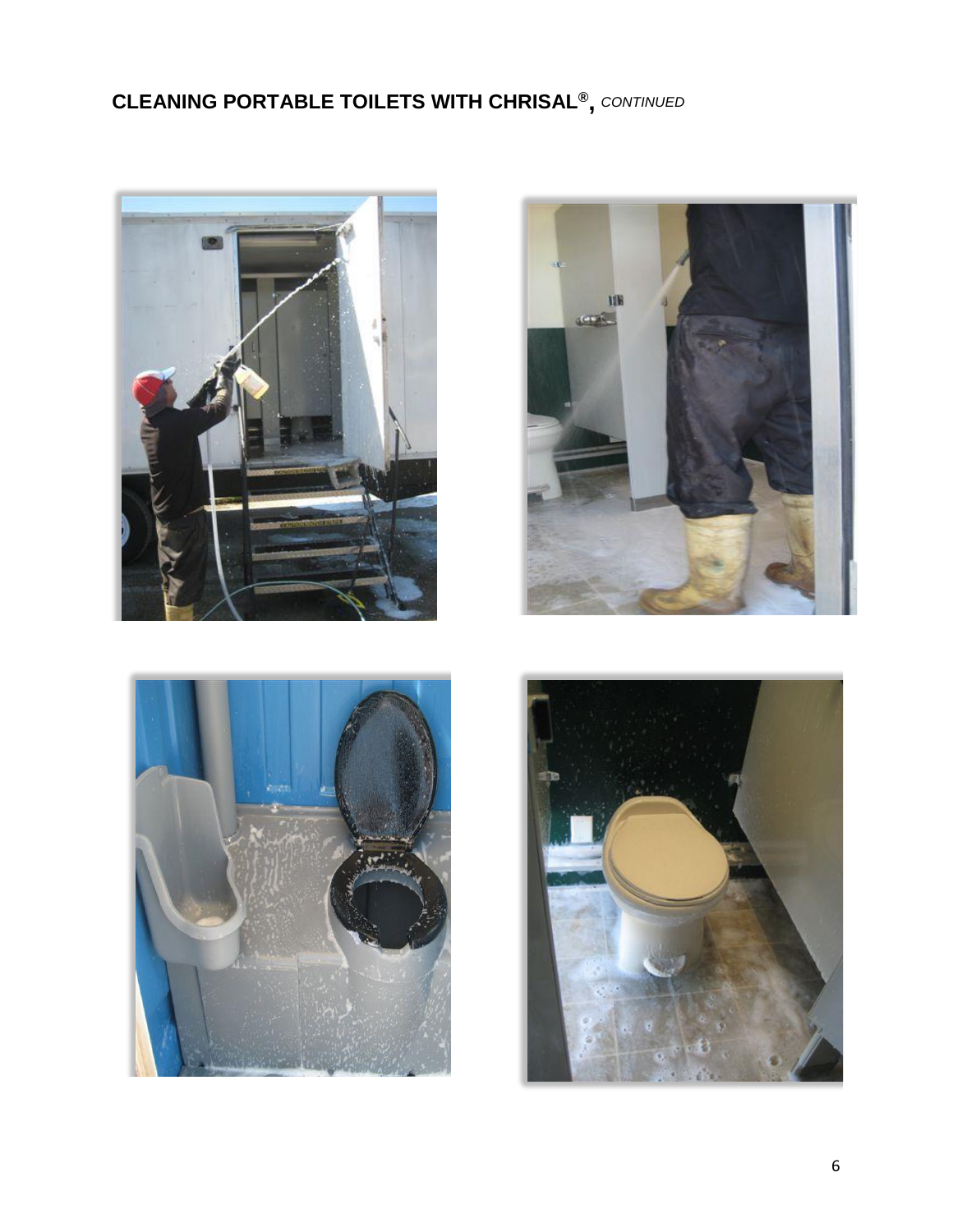# CLEANING PORTABLE TOILETS WITH CHRISAL®, *CONTINUED*